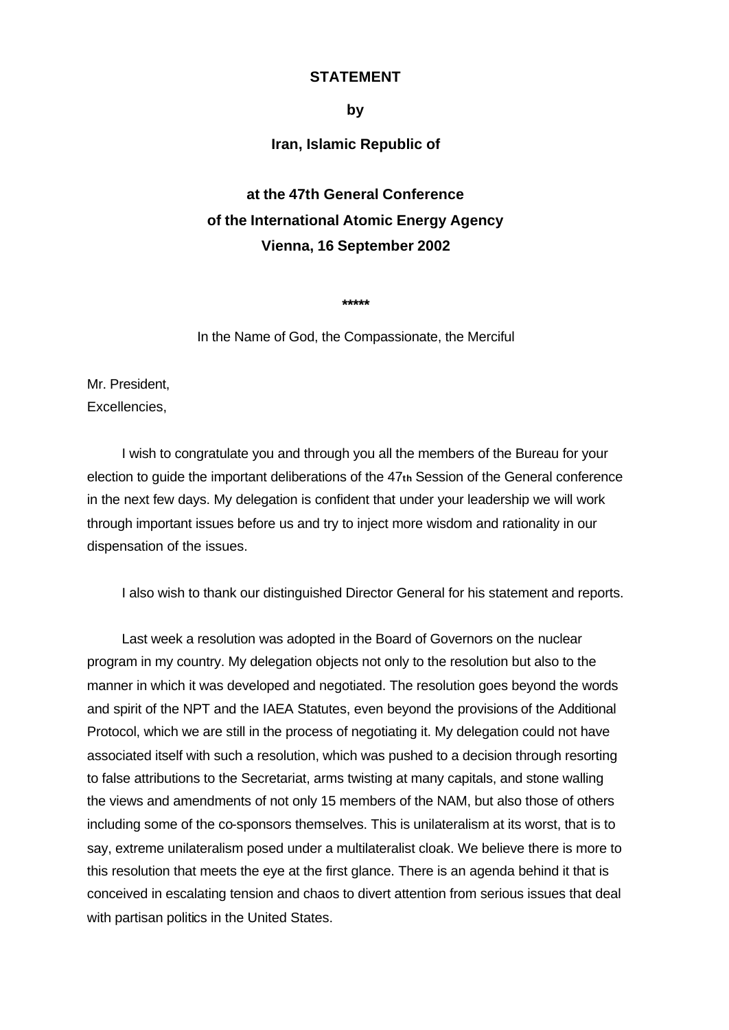**STATEMENT**

**by**

**Iran, Islamic Republic of**

**at the 47th General Conference**
**of the International Atomic Energy Agency**
**Vienna, 16 September 2002**

**\*\*\*\*\***

In the Name of God, the Compassionate, the Merciful

Mr. President,
Excellencies,

I wish to congratulate you and through you all the members of the Bureau for your election to guide the important deliberations of the 47th Session of the General conference in the next few days. My delegation is confident that under your leadership we will work through important issues before us and try to inject more wisdom and rationality in our dispensation of the issues.

I also wish to thank our distinguished Director General for his statement and reports.

Last week a resolution was adopted in the Board of Governors on the nuclear program in my country. My delegation objects not only to the resolution but also to the manner in which it was developed and negotiated. The resolution goes beyond the words and spirit of the NPT and the IAEA Statutes, even beyond the provisions of the Additional Protocol, which we are still in the process of negotiating it. My delegation could not have associated itself with such a resolution, which was pushed to a decision through resorting to false attributions to the Secretariat, arms twisting at many capitals, and stone walling the views and amendments of not only 15 members of the NAM, but also those of others including some of the co-sponsors themselves. This is unilateralism at its worst, that is to say, extreme unilateralism posed under a multilateralist cloak. We believe there is more to this resolution that meets the eye at the first glance. There is an agenda behind it that is conceived in escalating tension and chaos to divert attention from serious issues that deal with partisan politics in the United States.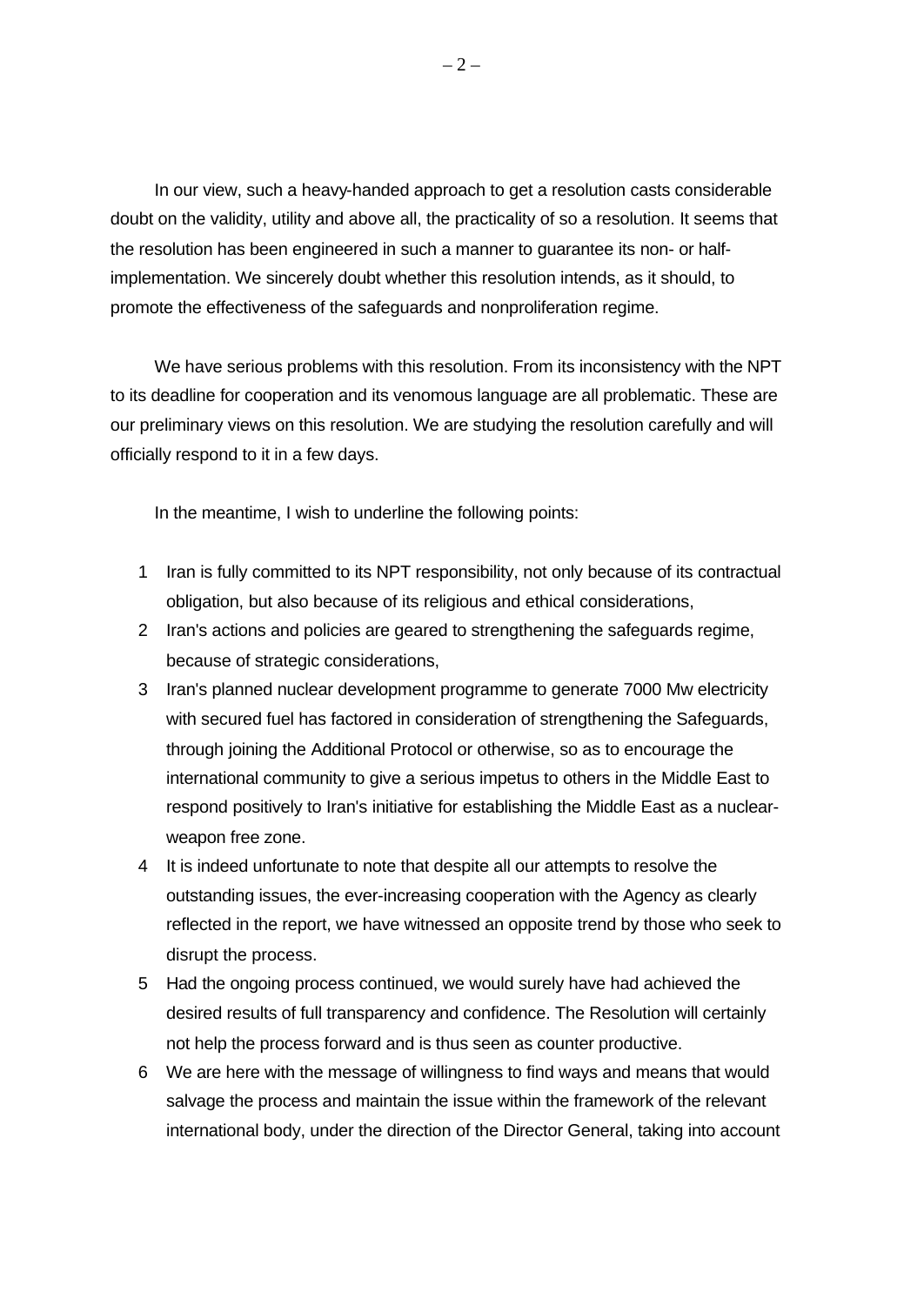In our view, such a heavy-handed approach to get a resolution casts considerable doubt on the validity, utility and above all, the practicality of so a resolution. It seems that the resolution has been engineered in such a manner to guarantee its non- or half-implementation. We sincerely doubt whether this resolution intends, as it should, to promote the effectiveness of the safeguards and nonproliferation regime.

We have serious problems with this resolution. From its inconsistency with the NPT to its deadline for cooperation and its venomous language are all problematic. These are our preliminary views on this resolution. We are studying the resolution carefully and will officially respond to it in a few days.

In the meantime, I wish to underline the following points:

1. Iran is fully committed to its NPT responsibility, not only because of its contractual obligation, but also because of its religious and ethical considerations,
2. Iran's actions and policies are geared to strengthening the safeguards regime, because of strategic considerations,
3. Iran's planned nuclear development programme to generate 7000 Mw electricity with secured fuel has factored in consideration of strengthening the Safeguards, through joining the Additional Protocol or otherwise, so as to encourage the international community to give a serious impetus to others in the Middle East to respond positively to Iran's initiative for establishing the Middle East as a nuclear-weapon free zone.
4. It is indeed unfortunate to note that despite all our attempts to resolve the outstanding issues, the ever-increasing cooperation with the Agency as clearly reflected in the report, we have witnessed an opposite trend by those who seek to disrupt the process.
5. Had the ongoing process continued, we would surely have had achieved the desired results of full transparency and confidence. The Resolution will certainly not help the process forward and is thus seen as counter productive.
6. We are here with the message of willingness to find ways and means that would salvage the process and maintain the issue within the framework of the relevant international body, under the direction of the Director General, taking into account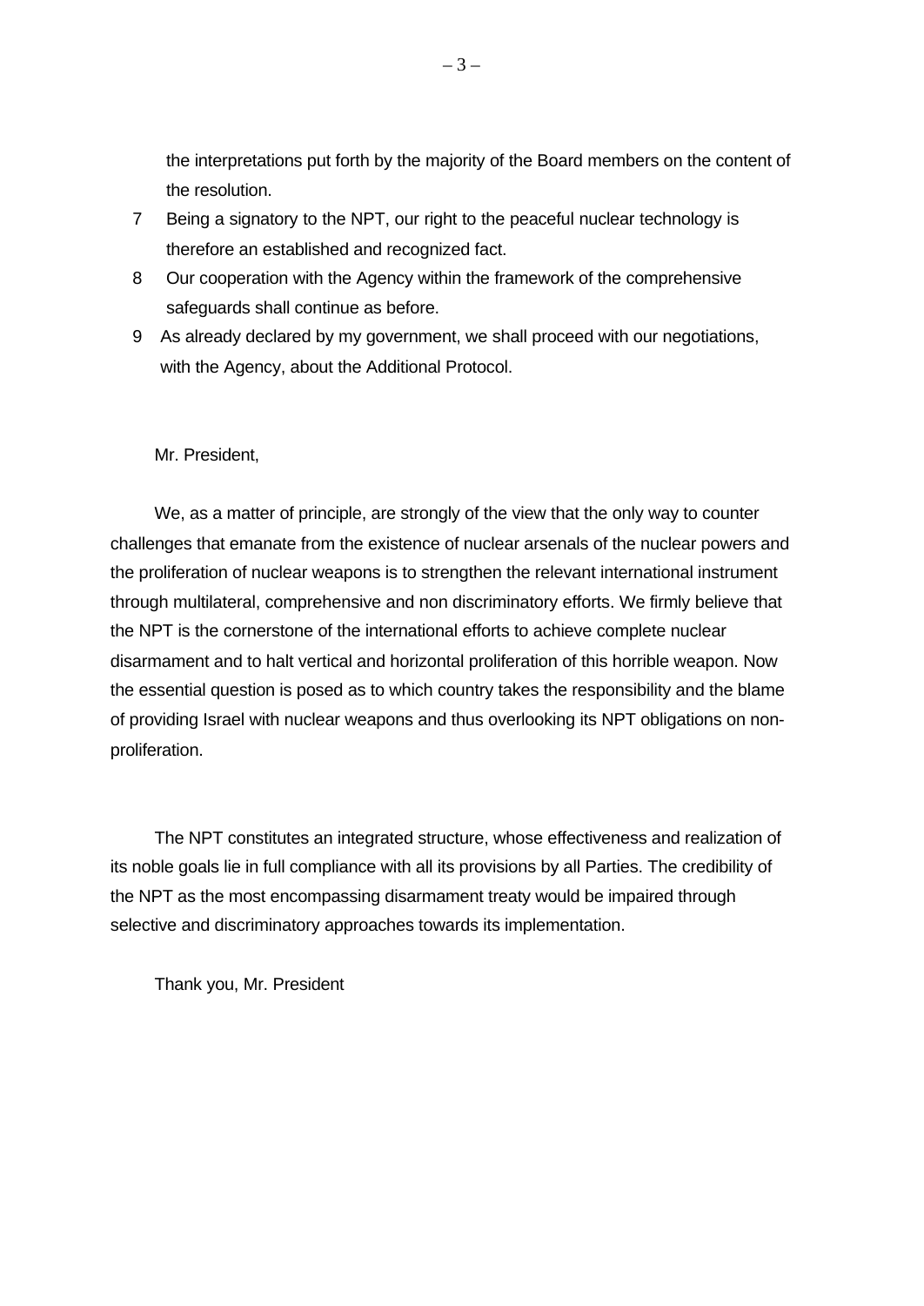the interpretations put forth by the majority of the Board members on the content of the resolution.

7. Being a signatory to the NPT, our right to the peaceful nuclear technology is therefore an established and recognized fact.
8. Our cooperation with the Agency within the framework of the comprehensive safeguards shall continue as before.
9. As already declared by my government, we shall proceed with our negotiations, with the Agency, about the Additional Protocol.

Mr. President,

We, as a matter of principle, are strongly of the view that the only way to counter challenges that emanate from the existence of nuclear arsenals of the nuclear powers and the proliferation of nuclear weapons is to strengthen the relevant international instrument through multilateral, comprehensive and non discriminatory efforts. We firmly believe that the NPT is the cornerstone of the international efforts to achieve complete nuclear disarmament and to halt vertical and horizontal proliferation of this horrible weapon. Now the essential question is posed as to which country takes the responsibility and the blame of providing Israel with nuclear weapons and thus overlooking its NPT obligations on non-proliferation.

The NPT constitutes an integrated structure, whose effectiveness and realization of its noble goals lie in full compliance with all its provisions by all Parties. The credibility of the NPT as the most encompassing disarmament treaty would be impaired through selective and discriminatory approaches towards its implementation.

Thank you, Mr. President